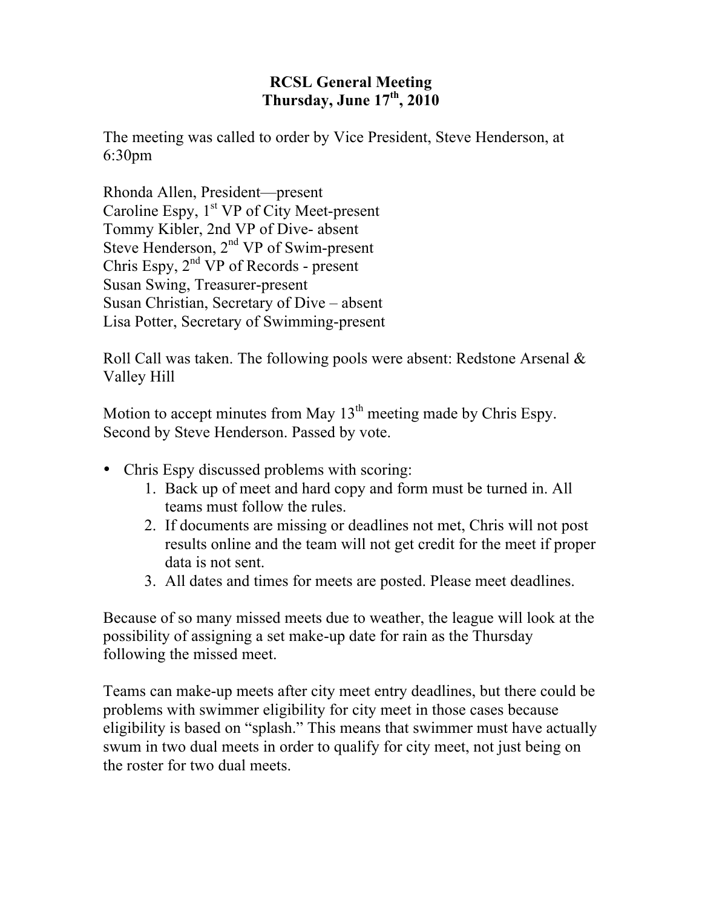# RCSL General Meeting
## Thursday, June 17th, 2010

The meeting was called to order by Vice President, Steve Henderson, at 6:30pm

Rhonda Allen, President—present
Caroline Espy, 1st VP of City Meet-present
Tommy Kibler, 2nd VP of Dive- absent
Steve Henderson, 2nd VP of Swim-present
Chris Espy, 2nd VP of Records - present
Susan Swing, Treasurer-present
Susan Christian, Secretary of Dive – absent
Lisa Potter, Secretary of Swimming-present

Roll Call was taken. The following pools were absent: Redstone Arsenal & Valley Hill

Motion to accept minutes from May 13th meeting made by Chris Espy. Second by Steve Henderson. Passed by vote.

- Chris Espy discussed problems with scoring:
  1. Back up of meet and hard copy and form must be turned in. All teams must follow the rules.
  2. If documents are missing or deadlines not met, Chris will not post results online and the team will not get credit for the meet if proper data is not sent.
  3. All dates and times for meets are posted. Please meet deadlines.

Because of so many missed meets due to weather, the league will look at the possibility of assigning a set make-up date for rain as the Thursday following the missed meet.

Teams can make-up meets after city meet entry deadlines, but there could be problems with swimmer eligibility for city meet in those cases because eligibility is based on "splash." This means that swimmer must have actually swum in two dual meets in order to qualify for city meet, not just being on the roster for two dual meets.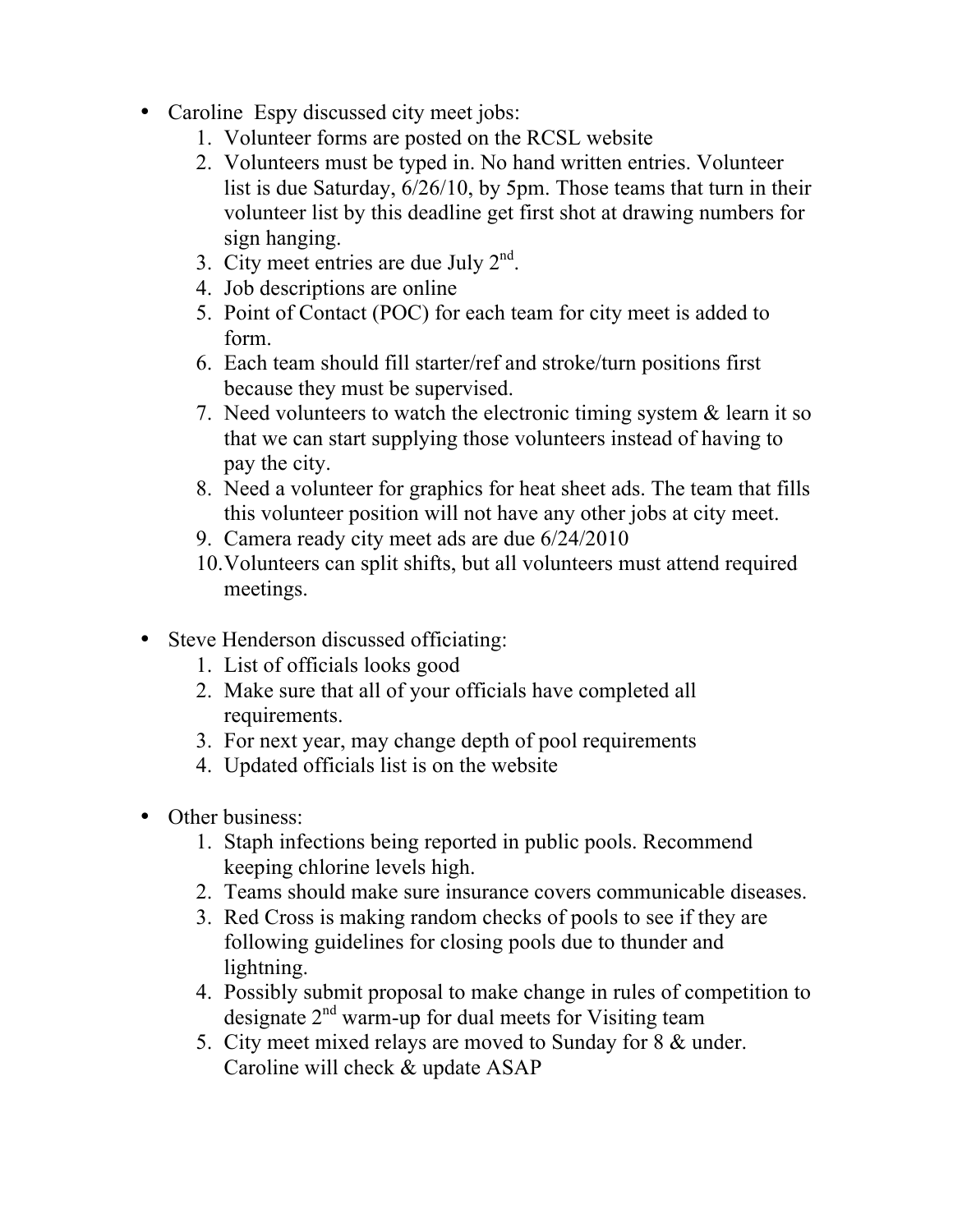- Caroline Espy discussed city meet jobs:
  1. Volunteer forms are posted on the RCSL website
  2. Volunteers must be typed in. No hand written entries. Volunteer list is due Saturday, 6/26/10, by 5pm. Those teams that turn in their volunteer list by this deadline get first shot at drawing numbers for sign hanging.
  3. City meet entries are due July 2nd.
  4. Job descriptions are online
  5. Point of Contact (POC) for each team for city meet is added to form.
  6. Each team should fill starter/ref and stroke/turn positions first because they must be supervised.
  7. Need volunteers to watch the electronic timing system & learn it so that we can start supplying those volunteers instead of having to pay the city.
  8. Need a volunteer for graphics for heat sheet ads. The team that fills this volunteer position will not have any other jobs at city meet.
  9. Camera ready city meet ads are due 6/24/2010
  10. Volunteers can split shifts, but all volunteers must attend required meetings.

- Steve Henderson discussed officiating:
  1. List of officials looks good
  2. Make sure that all of your officials have completed all requirements.
  3. For next year, may change depth of pool requirements
  4. Updated officials list is on the website

- Other business:
  1. Staph infections being reported in public pools. Recommend keeping chlorine levels high.
  2. Teams should make sure insurance covers communicable diseases.
  3. Red Cross is making random checks of pools to see if they are following guidelines for closing pools due to thunder and lightning.
  4. Possibly submit proposal to make change in rules of competition to designate 2nd warm-up for dual meets for Visiting team
  5. City meet mixed relays are moved to Sunday for 8 & under. Caroline will check & update ASAP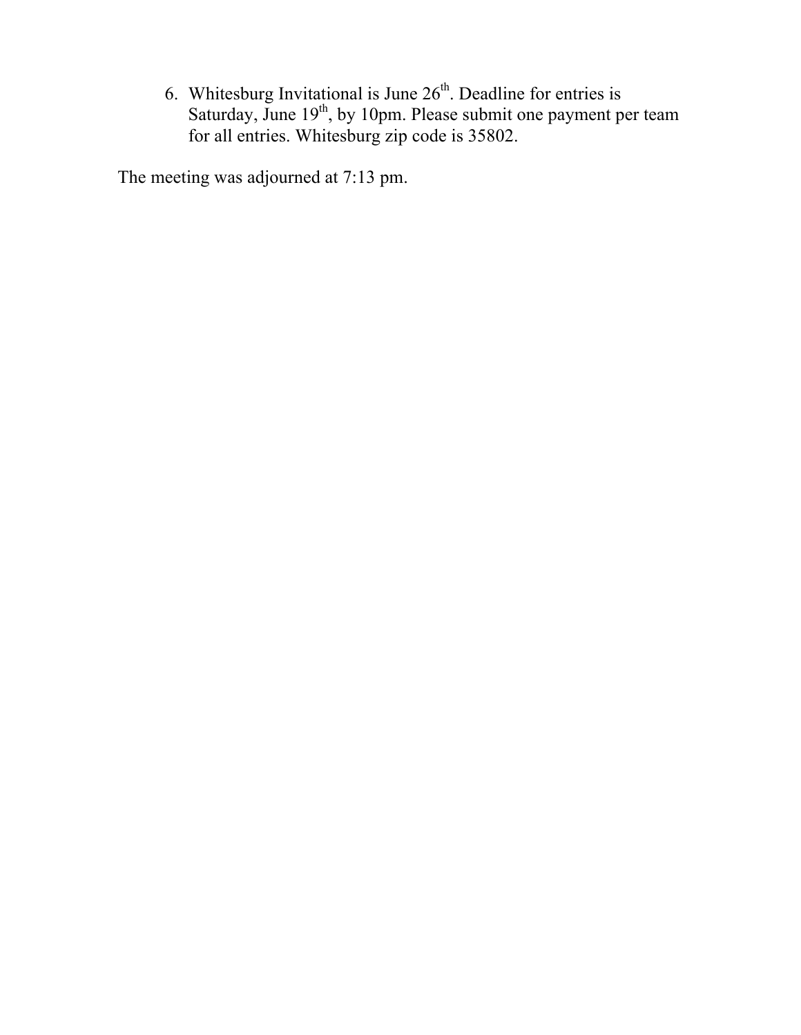6. Whitesburg Invitational is June 26th. Deadline for entries is Saturday, June 19th, by 10pm. Please submit one payment per team for all entries. Whitesburg zip code is 35802.

The meeting was adjourned at 7:13 pm.